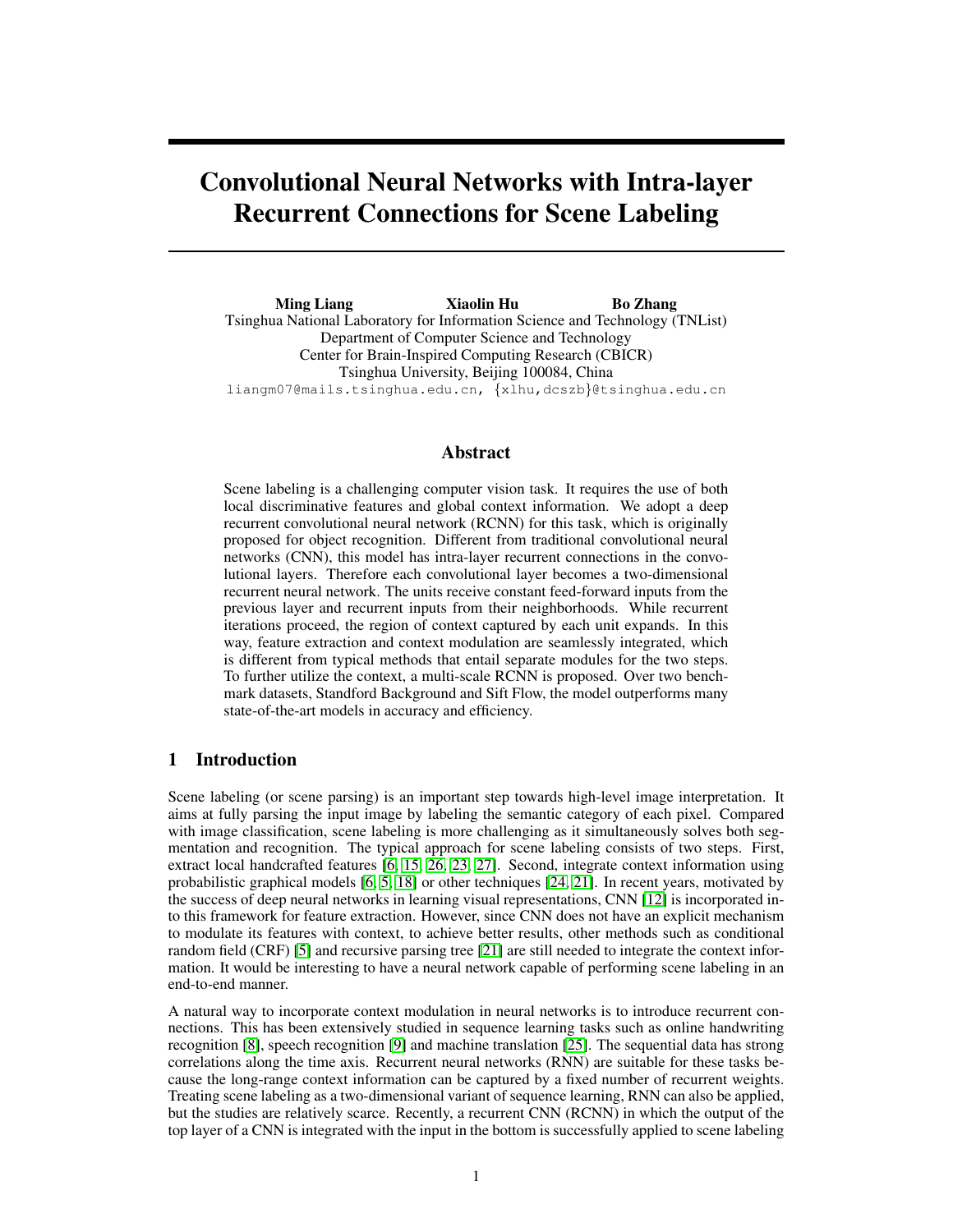# Convolutional Neural Networks with Intra-layer Recurrent Connections for Scene Labeling

**Ming Liang** **Xiaolin Hu** **Bo Zhang**

Tsinghua National Laboratory for Information Science and Technology (TNList)
Department of Computer Science and Technology
Center for Brain-Inspired Computing Research (CBICR)
Tsinghua University, Beijing 100084, China
liangm07@mails.tsinghua.edu.cn, {xlhu,dcszb}@tsinghua.edu.cn

## Abstract

Scene labeling is a challenging computer vision task. It requires the use of both local discriminative features and global context information. We adopt a deep recurrent convolutional neural network (RCNN) for this task, which is originally proposed for object recognition. Different from traditional convolutional neural networks (CNN), this model has intra-layer recurrent connections in the convolutional layers. Therefore each convolutional layer becomes a two-dimensional recurrent neural network. The units receive constant feed-forward inputs from the previous layer and recurrent inputs from their neighborhoods. While recurrent iterations proceed, the region of context captured by each unit expands. In this way, feature extraction and context modulation are seamlessly integrated, which is different from typical methods that entail separate modules for the two steps. To further utilize the context, a multi-scale RCNN is proposed. Over two benchmark datasets, Standford Background and Sift Flow, the model outperforms many state-of-the-art models in accuracy and efficiency.

## 1 Introduction

Scene labeling (or scene parsing) is an important step towards high-level image interpretation. It aims at fully parsing the input image by labeling the semantic category of each pixel. Compared with image classification, scene labeling is more challenging as it simultaneously solves both segmentation and recognition. The typical approach for scene labeling consists of two steps. First, extract local handcrafted features [6, 15, 26, 23, 27]. Second, integrate context information using probabilistic graphical models [6, 5, 18] or other techniques [24, 21]. In recent years, motivated by the success of deep neural networks in learning visual representations, CNN [12] is incorporated into this framework for feature extraction. However, since CNN does not have an explicit mechanism to modulate its features with context, to achieve better results, other methods such as conditional random field (CRF) [5] and recursive parsing tree [21] are still needed to integrate the context information. It would be interesting to have a neural network capable of performing scene labeling in an end-to-end manner.

A natural way to incorporate context modulation in neural networks is to introduce recurrent connections. This has been extensively studied in sequence learning tasks such as online handwriting recognition [8], speech recognition [9] and machine translation [25]. The sequential data has strong correlations along the time axis. Recurrent neural networks (RNN) are suitable for these tasks because the long-range context information can be captured by a fixed number of recurrent weights. Treating scene labeling as a two-dimensional variant of sequence learning, RNN can also be applied, but the studies are relatively scarce. Recently, a recurrent CNN (RCNN) in which the output of the top layer of a CNN is integrated with the input in the bottom is successfully applied to scene labeling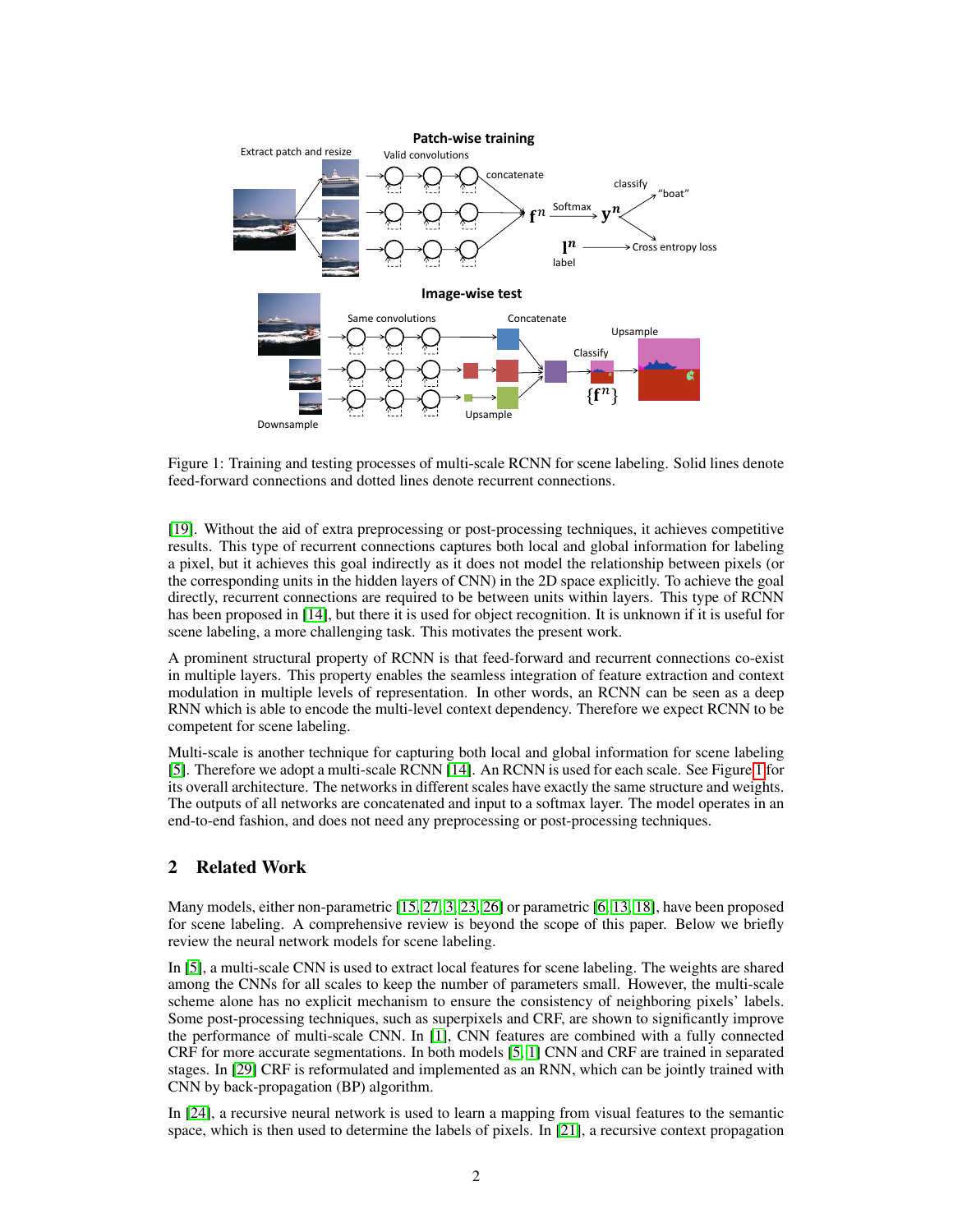Figure 1: Training and testing processes of multi-scale RCNN for scene labeling. Solid lines denote feed-forward connections and dotted lines denote recurrent connections.

[19]. Without the aid of extra preprocessing or post-processing techniques, it achieves competitive results. This type of recurrent connections captures both local and global information for labeling a pixel, but it achieves this goal indirectly as it does not model the relationship between pixels (or the corresponding units in the hidden layers of CNN) in the 2D space explicitly. To achieve the goal directly, recurrent connections are required to be between units within layers. This type of RCNN has been proposed in [14], but there it is used for object recognition. It is unknown if it is useful for scene labeling, a more challenging task. This motivates the present work.

A prominent structural property of RCNN is that feed-forward and recurrent connections co-exist in multiple layers. This property enables the seamless integration of feature extraction and context modulation in multiple levels of representation. In other words, an RCNN can be seen as a deep RNN which is able to encode the multi-level context dependency. Therefore we expect RCNN to be competent for scene labeling.

Multi-scale is another technique for capturing both local and global information for scene labeling [5]. Therefore we adopt a multi-scale RCNN [14]. An RCNN is used for each scale. See Figure 1 for its overall architecture. The networks in different scales have exactly the same structure and weights. The outputs of all networks are concatenated and input to a softmax layer. The model operates in an end-to-end fashion, and does not need any preprocessing or post-processing techniques.

## 2 Related Work

Many models, either non-parametric [15, 27, 3, 23, 26] or parametric [6, 13, 18], have been proposed for scene labeling. A comprehensive review is beyond the scope of this paper. Below we briefly review the neural network models for scene labeling.

In [5], a multi-scale CNN is used to extract local features for scene labeling. The weights are shared among the CNNs for all scales to keep the number of parameters small. However, the multi-scale scheme alone has no explicit mechanism to ensure the consistency of neighboring pixels' labels. Some post-processing techniques, such as superpixels and CRF, are shown to significantly improve the performance of multi-scale CNN. In [1], CNN features are combined with a fully connected CRF for more accurate segmentations. In both models [5, 1] CNN and CRF are trained in separated stages. In [29] CRF is reformulated and implemented as an RNN, which can be jointly trained with CNN by back-propagation (BP) algorithm.

In [24], a recursive neural network is used to learn a mapping from visual features to the semantic space, which is then used to determine the labels of pixels. In [21], a recursive context propagation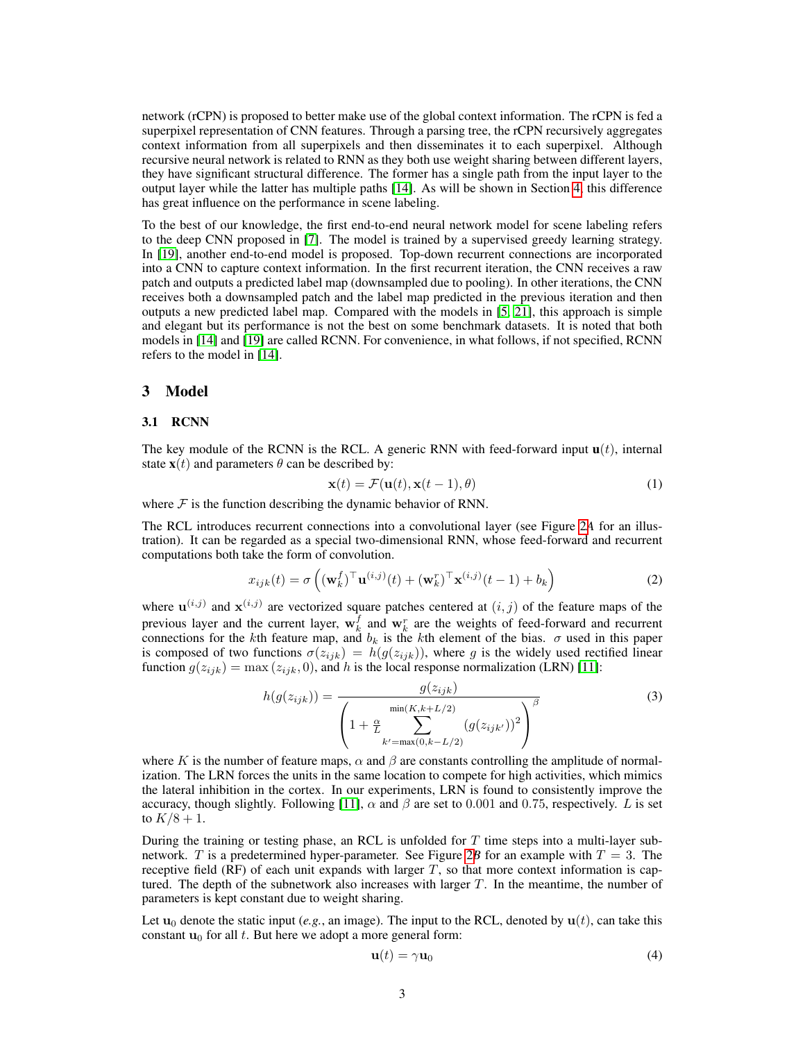network (rCPN) is proposed to better make use of the global context information. The rCPN is fed a superpixel representation of CNN features. Through a parsing tree, the rCPN recursively aggregates context information from all superpixels and then disseminates it to each superpixel. Although recursive neural network is related to RNN as they both use weight sharing between different layers, they have significant structural difference. The former has a single path from the input layer to the output layer while the latter has multiple paths [14]. As will be shown in Section 4, this difference has great influence on the performance in scene labeling.

To the best of our knowledge, the first end-to-end neural network model for scene labeling refers to the deep CNN proposed in [7]. The model is trained by a supervised greedy learning strategy. In [19], another end-to-end model is proposed. Top-down recurrent connections are incorporated into a CNN to capture context information. In the first recurrent iteration, the CNN receives a raw patch and outputs a predicted label map (downsampled due to pooling). In other iterations, the CNN receives both a downsampled patch and the label map predicted in the previous iteration and then outputs a new predicted label map. Compared with the models in [5, 21], this approach is simple and elegant but its performance is not the best on some benchmark datasets. It is noted that both models in [14] and [19] are called RCNN. For convenience, in what follows, if not specified, RCNN refers to the model in [14].

# 3 Model

## 3.1 RCNN

The key module of the RCNN is the RCL. A generic RNN with feed-forward input $\mathbf{u}(t)$, internal state $\mathbf{x}(t)$ and parameters $\theta$ can be described by:

$$\mathbf{x}(t) = \mathcal{F}(\mathbf{u}(t), \mathbf{x}(t-1), \theta) \tag{1}$$

where $\mathcal{F}$ is the function describing the dynamic behavior of RNN.

The RCL introduces recurrent connections into a convolutional layer (see Figure 2*A* for an illustration). It can be regarded as a special two-dimensional RNN, whose feed-forward and recurrent computations both take the form of convolution.

$$x_{ijk}(t) = \sigma\left( (\mathbf{w}_k^f)^\top \mathbf{u}^{(i,j)}(t) + (\mathbf{w}_k^r)^\top \mathbf{x}^{(i,j)}(t-1) + b_k \right) \tag{2}$$

where $\mathbf{u}^{(i,j)}$ and $\mathbf{x}^{(i,j)}$ are vectorized square patches centered at $(i,j)$ of the feature maps of the previous layer and the current layer, $\mathbf{w}_k^f$ and $\mathbf{w}_k^r$ are the weights of feed-forward and recurrent connections for the $k$th feature map, and $b_k$ is the $k$th element of the bias. $\sigma$ used in this paper is composed of two functions $\sigma(z_{ijk}) = h(g(z_{ijk}))$, where $g$ is the widely used rectified linear function $g(z_{ijk}) = \max(z_{ijk}, 0)$, and $h$ is the local response normalization (LRN) [11]:

$$h(g(z_{ijk})) = \frac{g(z_{ijk})}{\left(1 + \frac{\alpha}{L} \sum\limits_{k'=\max(0,k-L/2)}^{\min(K,k+L/2)} (g(z_{ijk'}))^2 \right)^\beta} \tag{3}$$

where $K$ is the number of feature maps, $\alpha$ and $\beta$ are constants controlling the amplitude of normalization. The LRN forces the units in the same location to compete for high activities, which mimics the lateral inhibition in the cortex. In our experiments, LRN is found to consistently improve the accuracy, though slightly. Following [11], $\alpha$ and $\beta$ are set to 0.001 and 0.75, respectively. $L$ is set to $K/8+1$.

During the training or testing phase, an RCL is unfolded for $T$ time steps into a multi-layer subnetwork. $T$ is a predetermined hyper-parameter. See Figure 2*B* for an example with $T = 3$. The receptive field (RF) of each unit expands with larger $T$, so that more context information is captured. The depth of the subnetwork also increases with larger $T$. In the meantime, the number of parameters is kept constant due to weight sharing.

Let $\mathbf{u}_0$ denote the static input (*e.g.*, an image). The input to the RCL, denoted by $\mathbf{u}(t)$, can take this constant $\mathbf{u}_0$ for all $t$. But here we adopt a more general form:

$$\mathbf{u}(t) = \gamma \mathbf{u}_0 \tag{4}$$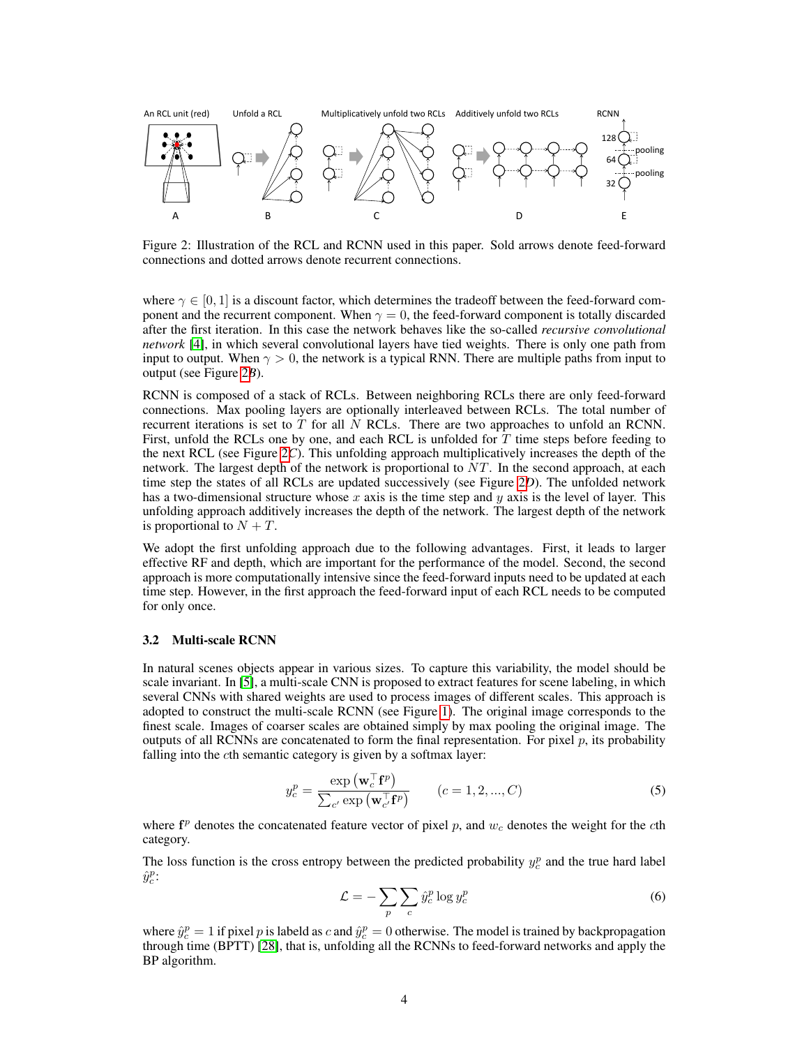Figure 2: Illustration of the RCL and RCNN used in this paper. Sold arrows denote feed-forward connections and dotted arrows denote recurrent connections.

where $\gamma \in [0, 1]$ is a discount factor, which determines the tradeoff between the feed-forward component and the recurrent component. When $\gamma = 0$, the feed-forward component is totally discarded after the first iteration. In this case the network behaves like the so-called *recursive convolutional network* [4], in which several convolutional layers have tied weights. There is only one path from input to output. When $\gamma > 0$, the network is a typical RNN. There are multiple paths from input to output (see Figure 2*B*).

RCNN is composed of a stack of RCLs. Between neighboring RCLs there are only feed-forward connections. Max pooling layers are optionally interleaved between RCLs. The total number of recurrent iterations is set to $T$ for all $N$ RCLs. There are two approaches to unfold an RCNN. First, unfold the RCLs one by one, and each RCL is unfolded for $T$ time steps before feeding to the next RCL (see Figure 2*C*). This unfolding approach multiplicatively increases the depth of the network. The largest depth of the network is proportional to $NT$. In the second approach, at each time step the states of all RCLs are updated successively (see Figure 2*D*). The unfolded network has a two-dimensional structure whose $x$ axis is the time step and $y$ axis is the level of layer. This unfolding approach additively increases the depth of the network. The largest depth of the network is proportional to $N + T$.

We adopt the first unfolding approach due to the following advantages. First, it leads to larger effective RF and depth, which are important for the performance of the model. Second, the second approach is more computationally intensive since the feed-forward inputs need to be updated at each time step. However, in the first approach the feed-forward input of each RCL needs to be computed for only once.

### 3.2 Multi-scale RCNN

In natural scenes objects appear in various sizes. To capture this variability, the model should be scale invariant. In [5], a multi-scale CNN is proposed to extract features for scene labeling, in which several CNNs with shared weights are used to process images of different scales. This approach is adopted to construct the multi-scale RCNN (see Figure 1). The original image corresponds to the finest scale. Images of coarser scales are obtained simply by max pooling the original image. The outputs of all RCNNs are concatenated to form the final representation. For pixel $p$, its probability falling into the $c$th semantic category is given by a softmax layer:

$$y_c^p = \frac{\exp\left(\mathbf{w}_c^\top \mathbf{f}^p\right)}{\sum_{c'} \exp\left(\mathbf{w}_{c'}^\top \mathbf{f}^p\right)} \qquad (c = 1, 2, ..., C) \tag{5}$$

where $\mathbf{f}^p$ denotes the concatenated feature vector of pixel $p$, and $w_c$ denotes the weight for the $c$th category.

The loss function is the cross entropy between the predicted probability $y_c^p$ and the true hard label $\hat{y}_c^p$:

$$\mathcal{L} = -\sum_p \sum_c \hat{y}_c^p \log y_c^p \tag{6}$$

where $\hat{y}_c^p = 1$ if pixel $p$ is labeld as $c$ and $\hat{y}_c^p = 0$ otherwise. The model is trained by backpropagation through time (BPTT) [28], that is, unfolding all the RCNNs to feed-forward networks and apply the BP algorithm.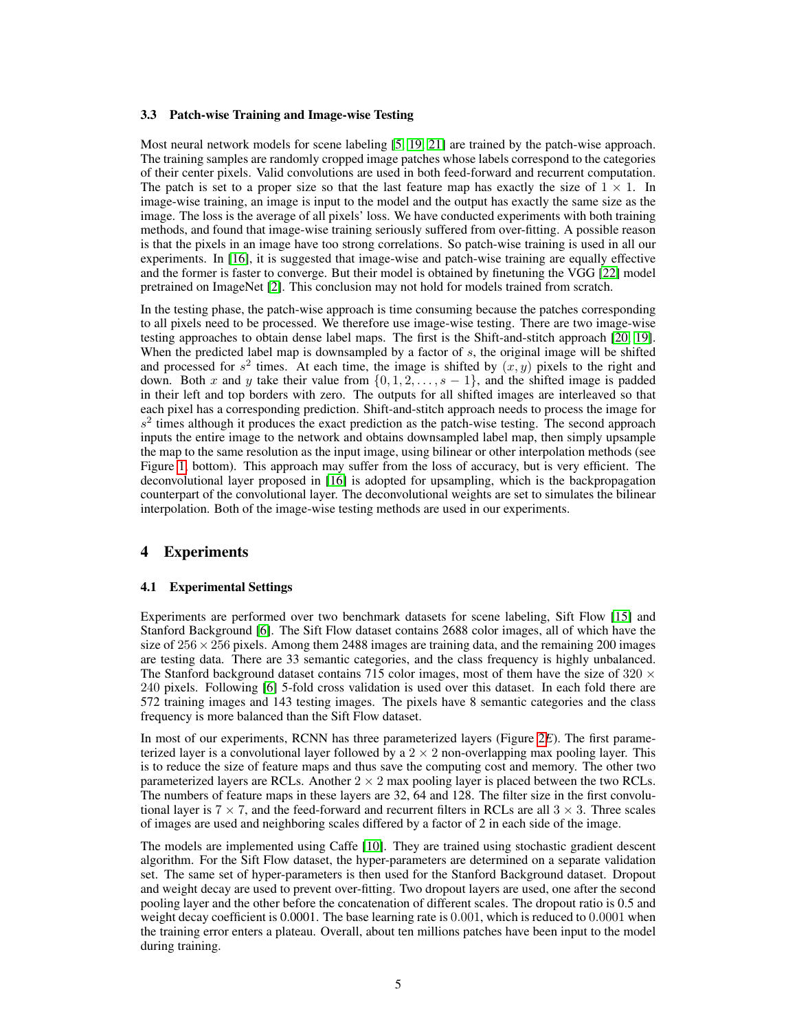### 3.3 Patch-wise Training and Image-wise Testing

Most neural network models for scene labeling [5, 19, 21] are trained by the patch-wise approach. The training samples are randomly cropped image patches whose labels correspond to the categories of their center pixels. Valid convolutions are used in both feed-forward and recurrent computation. The patch is set to a proper size so that the last feature map has exactly the size of $1 \times 1$. In image-wise training, an image is input to the model and the output has exactly the same size as the image. The loss is the average of all pixels' loss. We have conducted experiments with both training methods, and found that image-wise training seriously suffered from over-fitting. A possible reason is that the pixels in an image have too strong correlations. So patch-wise training is used in all our experiments. In [16], it is suggested that image-wise and patch-wise training are equally effective and the former is faster to converge. But their model is obtained by finetuning the VGG [22] model pretrained on ImageNet [2]. This conclusion may not hold for models trained from scratch.

In the testing phase, the patch-wise approach is time consuming because the patches corresponding to all pixels need to be processed. We therefore use image-wise testing. There are two image-wise testing approaches to obtain dense label maps. The first is the Shift-and-stitch approach [20, 19]. When the predicted label map is downsampled by a factor of $s$, the original image will be shifted and processed for $s^2$ times. At each time, the image is shifted by $(x, y)$ pixels to the right and down. Both $x$ and $y$ take their value from $\{0, 1, 2, \ldots, s-1\}$, and the shifted image is padded in their left and top borders with zero. The outputs for all shifted images are interleaved so that each pixel has a corresponding prediction. Shift-and-stitch approach needs to process the image for $s^2$ times although it produces the exact prediction as the patch-wise testing. The second approach inputs the entire image to the network and obtains downsampled label map, then simply upsample the map to the same resolution as the input image, using bilinear or other interpolation methods (see Figure 1, bottom). This approach may suffer from the loss of accuracy, but is very efficient. The deconvolutional layer proposed in [16] is adopted for upsampling, which is the backpropagation counterpart of the convolutional layer. The deconvolutional weights are set to simulates the bilinear interpolation. Both of the image-wise testing methods are used in our experiments.

## 4 Experiments

### 4.1 Experimental Settings

Experiments are performed over two benchmark datasets for scene labeling, Sift Flow [15] and Stanford Background [6]. The Sift Flow dataset contains 2688 color images, all of which have the size of $256 \times 256$ pixels. Among them 2488 images are training data, and the remaining 200 images are testing data. There are 33 semantic categories, and the class frequency is highly unbalanced. The Stanford background dataset contains 715 color images, most of them have the size of $320 \times 240$ pixels. Following [6] 5-fold cross validation is used over this dataset. In each fold there are 572 training images and 143 testing images. The pixels have 8 semantic categories and the class frequency is more balanced than the Sift Flow dataset.

In most of our experiments, RCNN has three parameterized layers (Figure 2*E*). The first parameterized layer is a convolutional layer followed by a $2 \times 2$ non-overlapping max pooling layer. This is to reduce the size of feature maps and thus save the computing cost and memory. The other two parameterized layers are RCLs. Another $2 \times 2$ max pooling layer is placed between the two RCLs. The numbers of feature maps in these layers are 32, 64 and 128. The filter size in the first convolutional layer is $7 \times 7$, and the feed-forward and recurrent filters in RCLs are all $3 \times 3$. Three scales of images are used and neighboring scales differed by a factor of 2 in each side of the image.

The models are implemented using Caffe [10]. They are trained using stochastic gradient descent algorithm. For the Sift Flow dataset, the hyper-parameters are determined on a separate validation set. The same set of hyper-parameters is then used for the Stanford Background dataset. Dropout and weight decay are used to prevent over-fitting. Two dropout layers are used, one after the second pooling layer and the other before the concatenation of different scales. The dropout ratio is 0.5 and weight decay coefficient is 0.0001. The base learning rate is 0.001, which is reduced to 0.0001 when the training error enters a plateau. Overall, about ten millions patches have been input to the model during training.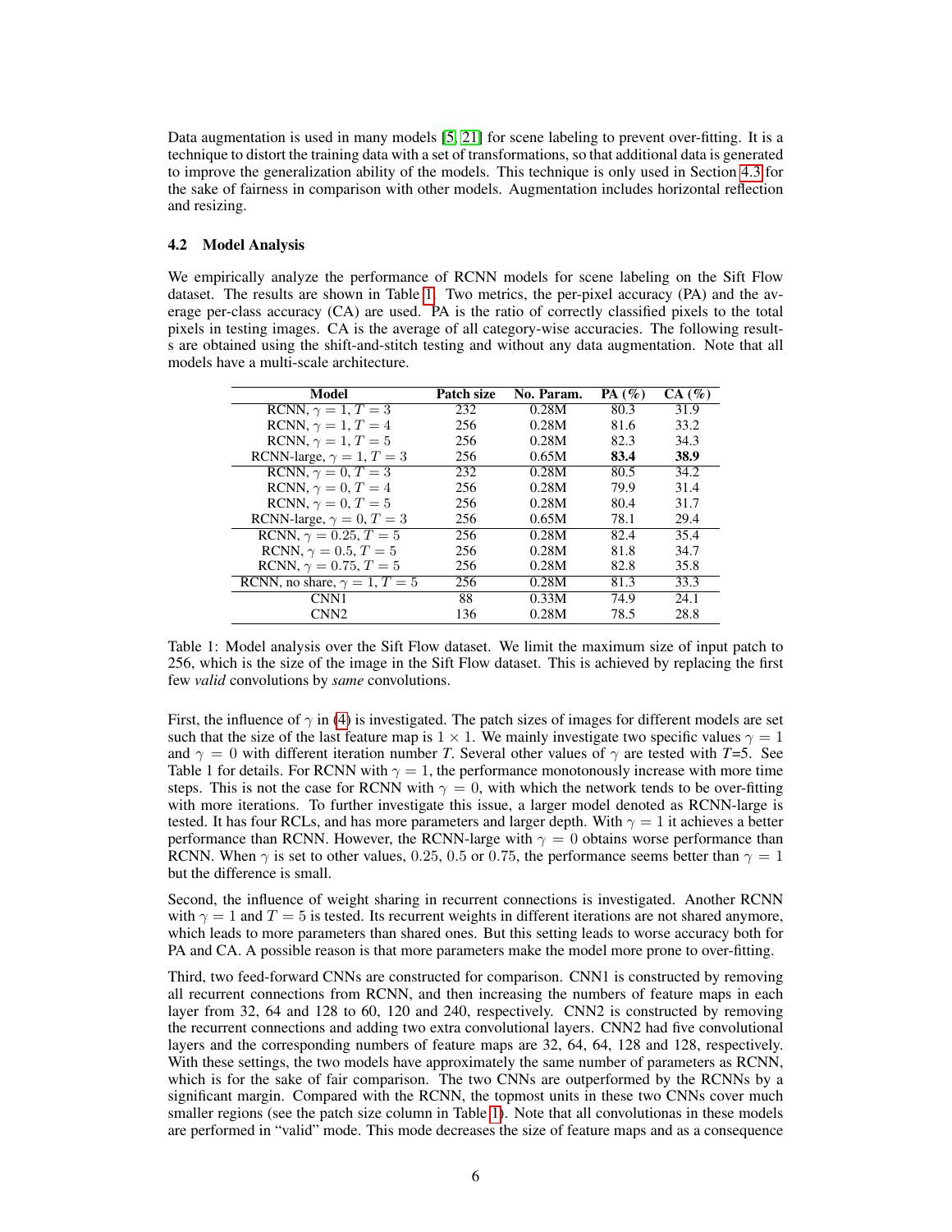Data augmentation is used in many models [5, 21] for scene labeling to prevent over-fitting. It is a technique to distort the training data with a set of transformations, so that additional data is generated to improve the generalization ability of the models. This technique is only used in Section 4.3 for the sake of fairness in comparison with other models. Augmentation includes horizontal reflection and resizing.

### 4.2 Model Analysis

We empirically analyze the performance of RCNN models for scene labeling on the Sift Flow dataset. The results are shown in Table 1. Two metrics, the per-pixel accuracy (PA) and the average per-class accuracy (CA) are used. PA is the ratio of correctly classified pixels to the total pixels in testing images. CA is the average of all category-wise accuracies. The following results are obtained using the shift-and-stitch testing and without any data augmentation. Note that all models have a multi-scale architecture.

| Model | Patch size | No. Param. | PA (%) | CA (%) |
|---|---|---|---|---|
| RCNN, $\gamma = 1$, $T = 3$ | 232 | 0.28M | 80.3 | 31.9 |
| RCNN, $\gamma = 1$, $T = 4$ | 256 | 0.28M | 81.6 | 33.2 |
| RCNN, $\gamma = 1$, $T = 5$ | 256 | 0.28M | 82.3 | 34.3 |
| RCNN-large, $\gamma = 1$, $T = 3$ | 256 | 0.65M | **83.4** | **38.9** |
| RCNN, $\gamma = 0$, $T = 3$ | 232 | 0.28M | 80.5 | 34.2 |
| RCNN, $\gamma = 0$, $T = 4$ | 256 | 0.28M | 79.9 | 31.4 |
| RCNN, $\gamma = 0$, $T = 5$ | 256 | 0.28M | 80.4 | 31.7 |
| RCNN-large, $\gamma = 0$, $T = 3$ | 256 | 0.65M | 78.1 | 29.4 |
| RCNN, $\gamma = 0.25$, $T = 5$ | 256 | 0.28M | 82.4 | 35.4 |
| RCNN, $\gamma = 0.5$, $T = 5$ | 256 | 0.28M | 81.8 | 34.7 |
| RCNN, $\gamma = 0.75$, $T = 5$ | 256 | 0.28M | 82.8 | 35.8 |
| RCNN, no share, $\gamma = 1$, $T = 5$ | 256 | 0.28M | 81.3 | 33.3 |
| CNN1 | 88 | 0.33M | 74.9 | 24.1 |
| CNN2 | 136 | 0.28M | 78.5 | 28.8 |

Table 1: Model analysis over the Sift Flow dataset. We limit the maximum size of input patch to 256, which is the size of the image in the Sift Flow dataset. This is achieved by replacing the first few *valid* convolutions by *same* convolutions.

First, the influence of $\gamma$ in (4) is investigated. The patch sizes of images for different models are set such that the size of the last feature map is $1 \times 1$. We mainly investigate two specific values $\gamma = 1$ and $\gamma = 0$ with different iteration number *T*. Several other values of $\gamma$ are tested with *T*=5. See Table 1 for details. For RCNN with $\gamma = 1$, the performance monotonously increase with more time steps. This is not the case for RCNN with $\gamma = 0$, with which the network tends to be over-fitting with more iterations. To further investigate this issue, a larger model denoted as RCNN-large is tested. It has four RCLs, and has more parameters and larger depth. With $\gamma = 1$ it achieves a better performance than RCNN. However, the RCNN-large with $\gamma = 0$ obtains worse performance than RCNN. When $\gamma$ is set to other values, 0.25, 0.5 or 0.75, the performance seems better than $\gamma = 1$ but the difference is small.

Second, the influence of weight sharing in recurrent connections is investigated. Another RCNN with $\gamma = 1$ and $T = 5$ is tested. Its recurrent weights in different iterations are not shared anymore, which leads to more parameters than shared ones. But this setting leads to worse accuracy both for PA and CA. A possible reason is that more parameters make the model more prone to over-fitting.

Third, two feed-forward CNNs are constructed for comparison. CNN1 is constructed by removing all recurrent connections from RCNN, and then increasing the numbers of feature maps in each layer from 32, 64 and 128 to 60, 120 and 240, respectively. CNN2 is constructed by removing the recurrent connections and adding two extra convolutional layers. CNN2 had five convolutional layers and the corresponding numbers of feature maps are 32, 64, 64, 128 and 128, respectively. With these settings, the two models have approximately the same number of parameters as RCNN, which is for the sake of fair comparison. The two CNNs are outperformed by the RCNNs by a significant margin. Compared with the RCNN, the topmost units in these two CNNs cover much smaller regions (see the patch size column in Table 1). Note that all convolutionas in these models are performed in "valid" mode. This mode decreases the size of feature maps and as a consequence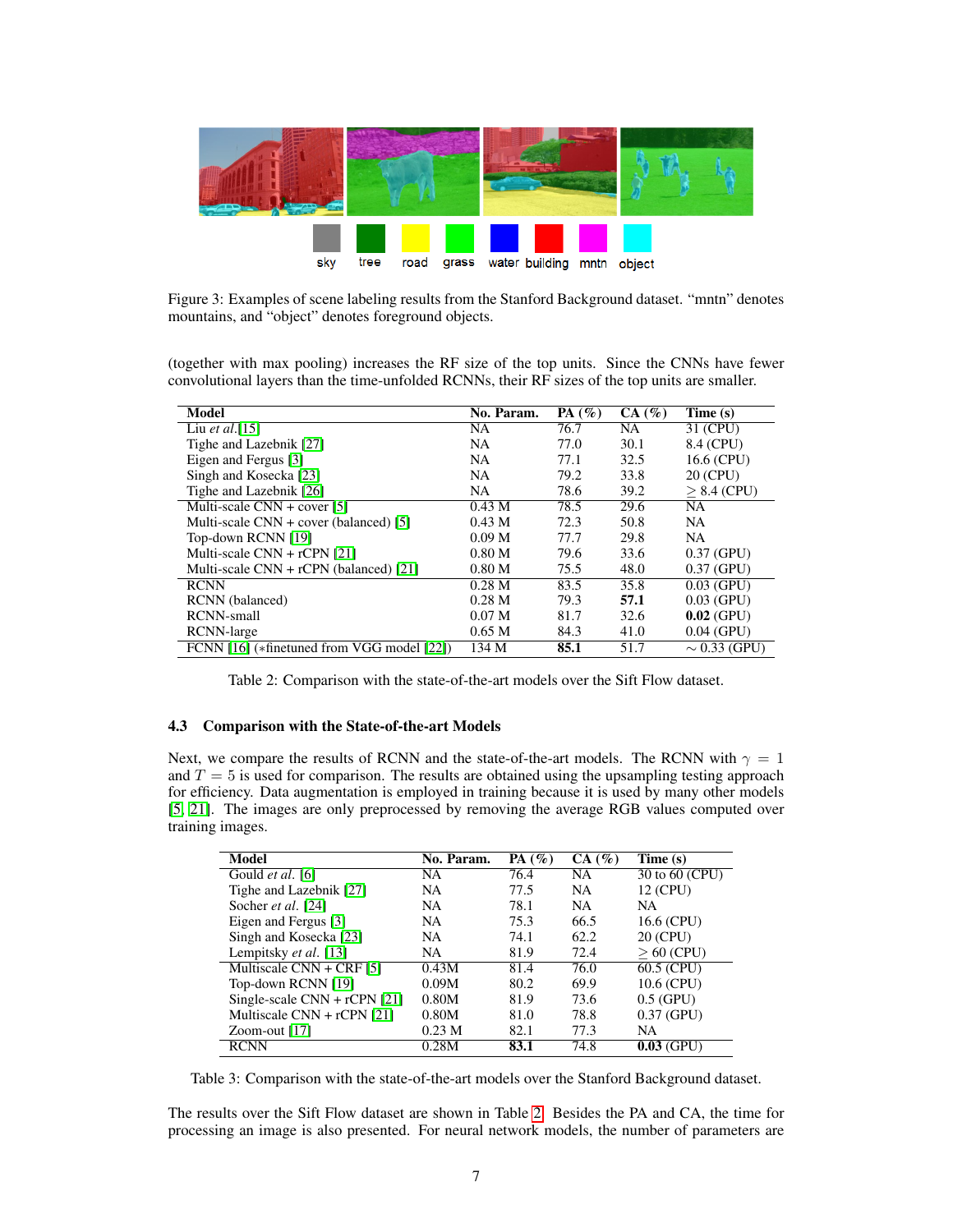sky tree road grass water building mntn object

Figure 3: Examples of scene labeling results from the Stanford Background dataset. “mntn” denotes mountains, and “object” denotes foreground objects.

(together with max pooling) increases the RF size of the top units. Since the CNNs have fewer convolutional layers than the time-unfolded RCNNs, their RF sizes of the top units are smaller.

| Model | No. Param. | PA (%) | CA (%) | Time (s) |
|---|---|---|---|---|
| Liu *et al.*[15] | NA | 76.7 | NA | 31 (CPU) |
| Tighe and Lazebnik [27] | NA | 77.0 | 30.1 | 8.4 (CPU) |
| Eigen and Fergus [3] | NA | 77.1 | 32.5 | 16.6 (CPU) |
| Singh and Kosecka [23] | NA | 79.2 | 33.8 | 20 (CPU) |
| Tighe and Lazebnik [26] | NA | 78.6 | 39.2 | $\geq$ 8.4 (CPU) |
| Multi-scale CNN + cover [5] | 0.43 M | 78.5 | 29.6 | NA |
| Multi-scale CNN + cover (balanced) [5] | 0.43 M | 72.3 | 50.8 | NA |
| Top-down RCNN [19] | 0.09 M | 77.7 | 29.8 | NA |
| Multi-scale CNN + rCPN [21] | 0.80 M | 79.6 | 33.6 | 0.37 (GPU) |
| Multi-scale CNN + rCPN (balanced) [21] | 0.80 M | 75.5 | 48.0 | 0.37 (GPU) |
| RCNN | 0.28 M | 83.5 | 35.8 | 0.03 (GPU) |
| RCNN (balanced) | 0.28 M | 79.3 | **57.1** | 0.03 (GPU) |
| RCNN-small | 0.07 M | 81.7 | 32.6 | **0.02** (GPU) |
| RCNN-large | 0.65 M | 84.3 | 41.0 | 0.04 (GPU) |
| FCNN [16] (*finetuned from VGG model [22]) | 134 M | **85.1** | 51.7 | $\sim$ 0.33 (GPU) |

Table 2: Comparison with the state-of-the-art models over the Sift Flow dataset.

### 4.3 Comparison with the State-of-the-art Models

Next, we compare the results of RCNN and the state-of-the-art models. The RCNN with $\gamma = 1$ and $T = 5$ is used for comparison. The results are obtained using the upsampling testing approach for efficiency. Data augmentation is employed in training because it is used by many other models [5, 21]. The images are only preprocessed by removing the average RGB values computed over training images.

| Model | No. Param. | PA (%) | CA (%) | Time (s) |
|---|---|---|---|---|
| Gould *et al.* [6] | NA | 76.4 | NA | 30 to 60 (CPU) |
| Tighe and Lazebnik [27] | NA | 77.5 | NA | 12 (CPU) |
| Socher *et al.* [24] | NA | 78.1 | NA | NA |
| Eigen and Fergus [3] | NA | 75.3 | 66.5 | 16.6 (CPU) |
| Singh and Kosecka [23] | NA | 74.1 | 62.2 | 20 (CPU) |
| Lempitsky *et al.* [13] | NA | 81.9 | 72.4 | $\geq$ 60 (CPU) |
| Multiscale CNN + CRF [5] | 0.43M | 81.4 | 76.0 | 60.5 (CPU) |
| Top-down RCNN [19] | 0.09M | 80.2 | 69.9 | 10.6 (CPU) |
| Single-scale CNN + rCPN [21] | 0.80M | 81.9 | 73.6 | 0.5 (GPU) |
| Multiscale CNN + rCPN [21] | 0.80M | 81.0 | 78.8 | 0.37 (GPU) |
| Zoom-out [17] | 0.23 M | 82.1 | 77.3 | NA |
| RCNN | 0.28M | **83.1** | 74.8 | **0.03** (GPU) |

Table 3: Comparison with the state-of-the-art models over the Stanford Background dataset.

The results over the Sift Flow dataset are shown in Table 2. Besides the PA and CA, the time for processing an image is also presented. For neural network models, the number of parameters are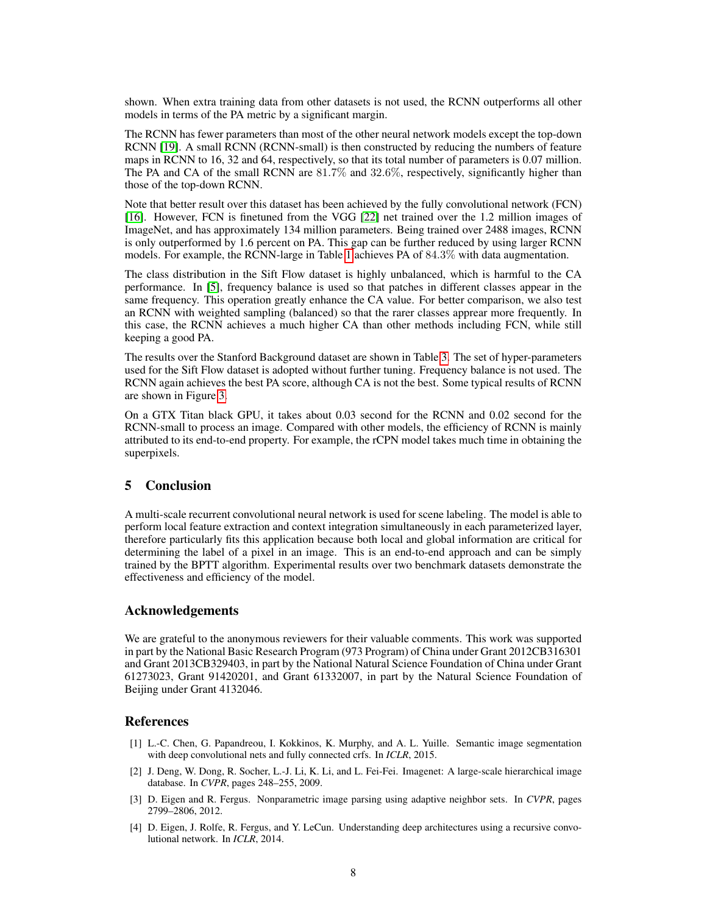shown. When extra training data from other datasets is not used, the RCNN outperforms all other models in terms of the PA metric by a significant margin.

The RCNN has fewer parameters than most of the other neural network models except the top-down RCNN [19]. A small RCNN (RCNN-small) is then constructed by reducing the numbers of feature maps in RCNN to 16, 32 and 64, respectively, so that its total number of parameters is 0.07 million. The PA and CA of the small RCNN are $81.7\%$ and $32.6\%$, respectively, significantly higher than those of the top-down RCNN.

Note that better result over this dataset has been achieved by the fully convolutional network (FCN) [16]. However, FCN is finetuned from the VGG [22] net trained over the 1.2 million images of ImageNet, and has approximately 134 million parameters. Being trained over 2488 images, RCNN is only outperformed by 1.6 percent on PA. This gap can be further reduced by using larger RCNN models. For example, the RCNN-large in Table 1 achieves PA of $84.3\%$ with data augmentation.

The class distribution in the Sift Flow dataset is highly unbalanced, which is harmful to the CA performance. In [5], frequency balance is used so that patches in different classes appear in the same frequency. This operation greatly enhance the CA value. For better comparison, we also test an RCNN with weighted sampling (balanced) so that the rarer classes apprear more frequently. In this case, the RCNN achieves a much higher CA than other methods including FCN, while still keeping a good PA.

The results over the Stanford Background dataset are shown in Table 3. The set of hyper-parameters used for the Sift Flow dataset is adopted without further tuning. Frequency balance is not used. The RCNN again achieves the best PA score, although CA is not the best. Some typical results of RCNN are shown in Figure 3.

On a GTX Titan black GPU, it takes about 0.03 second for the RCNN and 0.02 second for the RCNN-small to process an image. Compared with other models, the efficiency of RCNN is mainly attributed to its end-to-end property. For example, the rCPN model takes much time in obtaining the superpixels.

## 5 Conclusion

A multi-scale recurrent convolutional neural network is used for scene labeling. The model is able to perform local feature extraction and context integration simultaneously in each parameterized layer, therefore particularly fits this application because both local and global information are critical for determining the label of a pixel in an image. This is an end-to-end approach and can be simply trained by the BPTT algorithm. Experimental results over two benchmark datasets demonstrate the effectiveness and efficiency of the model.

## Acknowledgements

We are grateful to the anonymous reviewers for their valuable comments. This work was supported in part by the National Basic Research Program (973 Program) of China under Grant 2012CB316301 and Grant 2013CB329403, in part by the National Natural Science Foundation of China under Grant 61273023, Grant 91420201, and Grant 61332007, in part by the Natural Science Foundation of Beijing under Grant 4132046.

## References

[1] L.-C. Chen, G. Papandreou, I. Kokkinos, K. Murphy, and A. L. Yuille. Semantic image segmentation with deep convolutional nets and fully connected crfs. In *ICLR*, 2015.

[2] J. Deng, W. Dong, R. Socher, L.-J. Li, K. Li, and L. Fei-Fei. Imagenet: A large-scale hierarchical image database. In *CVPR*, pages 248–255, 2009.

[3] D. Eigen and R. Fergus. Nonparametric image parsing using adaptive neighbor sets. In *CVPR*, pages 2799–2806, 2012.

[4] D. Eigen, J. Rolfe, R. Fergus, and Y. LeCun. Understanding deep architectures using a recursive convolutional network. In *ICLR*, 2014.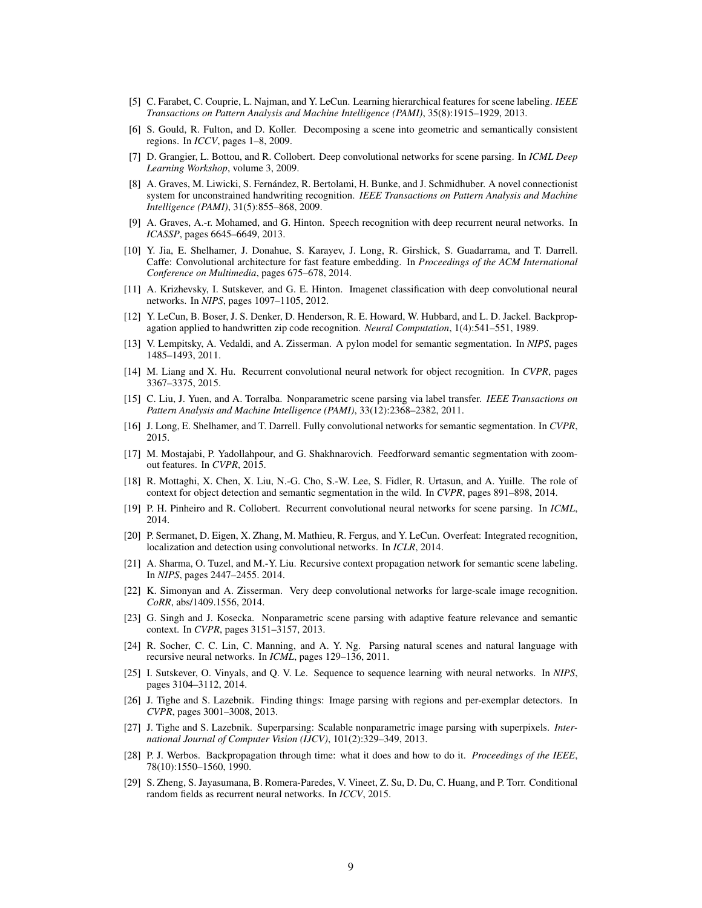[5] C. Farabet, C. Couprie, L. Najman, and Y. LeCun. Learning hierarchical features for scene labeling. *IEEE Transactions on Pattern Analysis and Machine Intelligence (PAMI)*, 35(8):1915–1929, 2013.

[6] S. Gould, R. Fulton, and D. Koller. Decomposing a scene into geometric and semantically consistent regions. In *ICCV*, pages 1–8, 2009.

[7] D. Grangier, L. Bottou, and R. Collobert. Deep convolutional networks for scene parsing. In *ICML Deep Learning Workshop*, volume 3, 2009.

[8] A. Graves, M. Liwicki, S. Fernández, R. Bertolami, H. Bunke, and J. Schmidhuber. A novel connectionist system for unconstrained handwriting recognition. *IEEE Transactions on Pattern Analysis and Machine Intelligence (PAMI)*, 31(5):855–868, 2009.

[9] A. Graves, A.-r. Mohamed, and G. Hinton. Speech recognition with deep recurrent neural networks. In *ICASSP*, pages 6645–6649, 2013.

[10] Y. Jia, E. Shelhamer, J. Donahue, S. Karayev, J. Long, R. Girshick, S. Guadarrama, and T. Darrell. Caffe: Convolutional architecture for fast feature embedding. In *Proceedings of the ACM International Conference on Multimedia*, pages 675–678, 2014.

[11] A. Krizhevsky, I. Sutskever, and G. E. Hinton. Imagenet classification with deep convolutional neural networks. In *NIPS*, pages 1097–1105, 2012.

[12] Y. LeCun, B. Boser, J. S. Denker, D. Henderson, R. E. Howard, W. Hubbard, and L. D. Jackel. Backpropagation applied to handwritten zip code recognition. *Neural Computation*, 1(4):541–551, 1989.

[13] V. Lempitsky, A. Vedaldi, and A. Zisserman. A pylon model for semantic segmentation. In *NIPS*, pages 1485–1493, 2011.

[14] M. Liang and X. Hu. Recurrent convolutional neural network for object recognition. In *CVPR*, pages 3367–3375, 2015.

[15] C. Liu, J. Yuen, and A. Torralba. Nonparametric scene parsing via label transfer. *IEEE Transactions on Pattern Analysis and Machine Intelligence (PAMI)*, 33(12):2368–2382, 2011.

[16] J. Long, E. Shelhamer, and T. Darrell. Fully convolutional networks for semantic segmentation. In *CVPR*, 2015.

[17] M. Mostajabi, P. Yadollahpour, and G. Shakhnarovich. Feedforward semantic segmentation with zoom-out features. In *CVPR*, 2015.

[18] R. Mottaghi, X. Chen, X. Liu, N.-G. Cho, S.-W. Lee, S. Fidler, R. Urtasun, and A. Yuille. The role of context for object detection and semantic segmentation in the wild. In *CVPR*, pages 891–898, 2014.

[19] P. H. Pinheiro and R. Collobert. Recurrent convolutional neural networks for scene parsing. In *ICML*, 2014.

[20] P. Sermanet, D. Eigen, X. Zhang, M. Mathieu, R. Fergus, and Y. LeCun. Overfeat: Integrated recognition, localization and detection using convolutional networks. In *ICLR*, 2014.

[21] A. Sharma, O. Tuzel, and M.-Y. Liu. Recursive context propagation network for semantic scene labeling. In *NIPS*, pages 2447–2455. 2014.

[22] K. Simonyan and A. Zisserman. Very deep convolutional networks for large-scale image recognition. *CoRR*, abs/1409.1556, 2014.

[23] G. Singh and J. Kosecka. Nonparametric scene parsing with adaptive feature relevance and semantic context. In *CVPR*, pages 3151–3157, 2013.

[24] R. Socher, C. C. Lin, C. Manning, and A. Y. Ng. Parsing natural scenes and natural language with recursive neural networks. In *ICML*, pages 129–136, 2011.

[25] I. Sutskever, O. Vinyals, and Q. V. Le. Sequence to sequence learning with neural networks. In *NIPS*, pages 3104–3112, 2014.

[26] J. Tighe and S. Lazebnik. Finding things: Image parsing with regions and per-exemplar detectors. In *CVPR*, pages 3001–3008, 2013.

[27] J. Tighe and S. Lazebnik. Superparsing: Scalable nonparametric image parsing with superpixels. *International Journal of Computer Vision (IJCV)*, 101(2):329–349, 2013.

[28] P. J. Werbos. Backpropagation through time: what it does and how to do it. *Proceedings of the IEEE*, 78(10):1550–1560, 1990.

[29] S. Zheng, S. Jayasumana, B. Romera-Paredes, V. Vineet, Z. Su, D. Du, C. Huang, and P. Torr. Conditional random fields as recurrent neural networks. In *ICCV*, 2015.